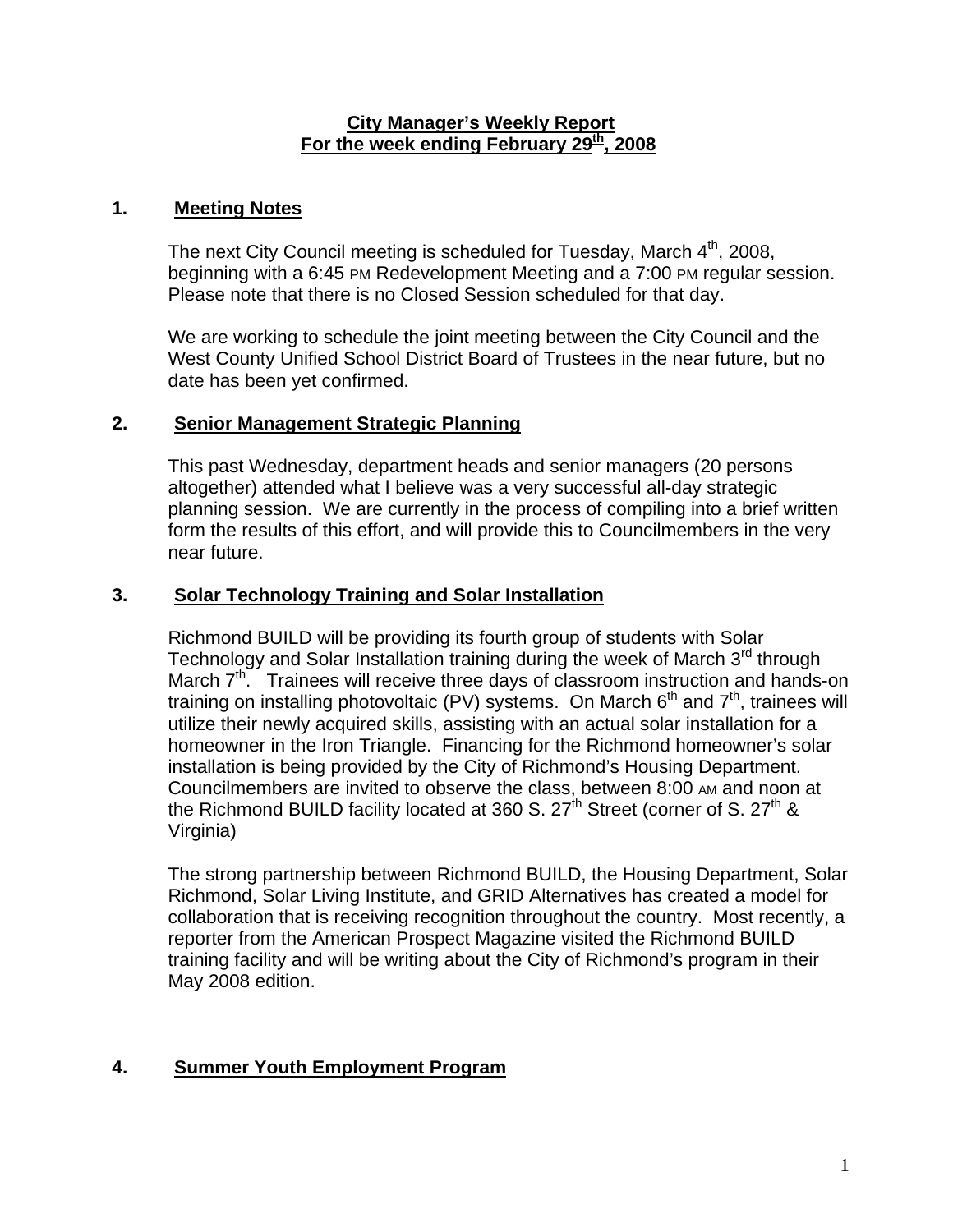**City Manager's Weekly Report**
**For the week ending February 29th, 2008**

## 1. Meeting Notes

The next City Council meeting is scheduled for Tuesday, March 4th, 2008, beginning with a 6:45 PM Redevelopment Meeting and a 7:00 PM regular session. Please note that there is no Closed Session scheduled for that day.

We are working to schedule the joint meeting between the City Council and the West County Unified School District Board of Trustees in the near future, but no date has been yet confirmed.

## 2. Senior Management Strategic Planning

This past Wednesday, department heads and senior managers (20 persons altogether) attended what I believe was a very successful all-day strategic planning session. We are currently in the process of compiling into a brief written form the results of this effort, and will provide this to Councilmembers in the very near future.

## 3. Solar Technology Training and Solar Installation

Richmond BUILD will be providing its fourth group of students with Solar Technology and Solar Installation training during the week of March 3rd through March 7th. Trainees will receive three days of classroom instruction and hands-on training on installing photovoltaic (PV) systems. On March 6th and 7th, trainees will utilize their newly acquired skills, assisting with an actual solar installation for a homeowner in the Iron Triangle. Financing for the Richmond homeowner's solar installation is being provided by the City of Richmond's Housing Department. Councilmembers are invited to observe the class, between 8:00 AM and noon at the Richmond BUILD facility located at 360 S. 27th Street (corner of S. 27th & Virginia)

The strong partnership between Richmond BUILD, the Housing Department, Solar Richmond, Solar Living Institute, and GRID Alternatives has created a model for collaboration that is receiving recognition throughout the country. Most recently, a reporter from the American Prospect Magazine visited the Richmond BUILD training facility and will be writing about the City of Richmond's program in their May 2008 edition.

## 4. Summer Youth Employment Program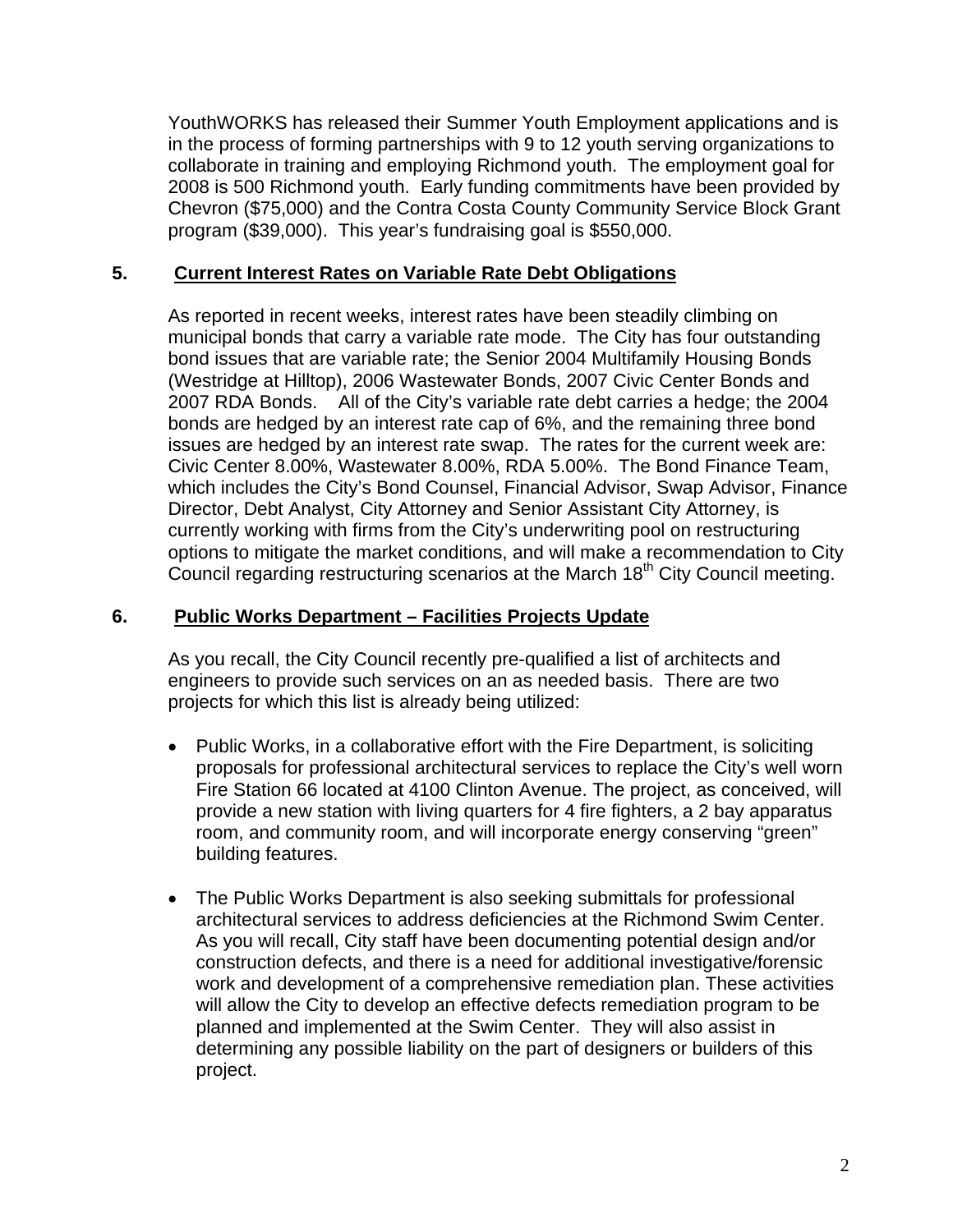YouthWORKS has released their Summer Youth Employment applications and is in the process of forming partnerships with 9 to 12 youth serving organizations to collaborate in training and employing Richmond youth. The employment goal for 2008 is 500 Richmond youth. Early funding commitments have been provided by Chevron ($75,000) and the Contra Costa County Community Service Block Grant program ($39,000). This year's fundraising goal is $550,000.

**5. Current Interest Rates on Variable Rate Debt Obligations**

As reported in recent weeks, interest rates have been steadily climbing on municipal bonds that carry a variable rate mode. The City has four outstanding bond issues that are variable rate; the Senior 2004 Multifamily Housing Bonds (Westridge at Hilltop), 2006 Wastewater Bonds, 2007 Civic Center Bonds and 2007 RDA Bonds. All of the City's variable rate debt carries a hedge; the 2004 bonds are hedged by an interest rate cap of 6%, and the remaining three bond issues are hedged by an interest rate swap. The rates for the current week are: Civic Center 8.00%, Wastewater 8.00%, RDA 5.00%. The Bond Finance Team, which includes the City's Bond Counsel, Financial Advisor, Swap Advisor, Finance Director, Debt Analyst, City Attorney and Senior Assistant City Attorney, is currently working with firms from the City's underwriting pool on restructuring options to mitigate the market conditions, and will make a recommendation to City Council regarding restructuring scenarios at the March 18th City Council meeting.

**6. Public Works Department – Facilities Projects Update**

As you recall, the City Council recently pre-qualified a list of architects and engineers to provide such services on an as needed basis. There are two projects for which this list is already being utilized:

- Public Works, in a collaborative effort with the Fire Department, is soliciting proposals for professional architectural services to replace the City's well worn Fire Station 66 located at 4100 Clinton Avenue. The project, as conceived, will provide a new station with living quarters for 4 fire fighters, a 2 bay apparatus room, and community room, and will incorporate energy conserving "green" building features.

- The Public Works Department is also seeking submittals for professional architectural services to address deficiencies at the Richmond Swim Center. As you will recall, City staff have been documenting potential design and/or construction defects, and there is a need for additional investigative/forensic work and development of a comprehensive remediation plan. These activities will allow the City to develop an effective defects remediation program to be planned and implemented at the Swim Center. They will also assist in determining any possible liability on the part of designers or builders of this project.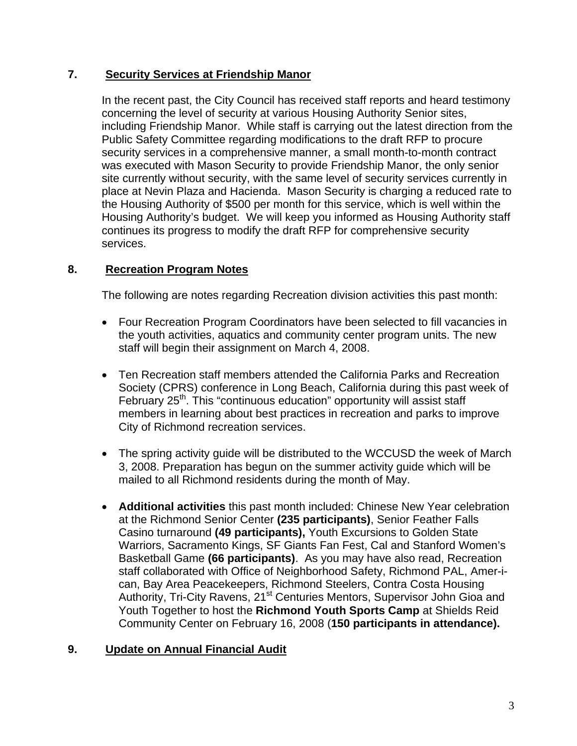## 7. Security Services at Friendship Manor

In the recent past, the City Council has received staff reports and heard testimony concerning the level of security at various Housing Authority Senior sites, including Friendship Manor. While staff is carrying out the latest direction from the Public Safety Committee regarding modifications to the draft RFP to procure security services in a comprehensive manner, a small month-to-month contract was executed with Mason Security to provide Friendship Manor, the only senior site currently without security, with the same level of security services currently in place at Nevin Plaza and Hacienda. Mason Security is charging a reduced rate to the Housing Authority of $500 per month for this service, which is well within the Housing Authority's budget. We will keep you informed as Housing Authority staff continues its progress to modify the draft RFP for comprehensive security services.

## 8. Recreation Program Notes

The following are notes regarding Recreation division activities this past month:

- Four Recreation Program Coordinators have been selected to fill vacancies in the youth activities, aquatics and community center program units. The new staff will begin their assignment on March 4, 2008.

- Ten Recreation staff members attended the California Parks and Recreation Society (CPRS) conference in Long Beach, California during this past week of February 25th. This "continuous education" opportunity will assist staff members in learning about best practices in recreation and parks to improve City of Richmond recreation services.

- The spring activity guide will be distributed to the WCCUSD the week of March 3, 2008. Preparation has begun on the summer activity guide which will be mailed to all Richmond residents during the month of May.

- **Additional activities** this past month included: Chinese New Year celebration at the Richmond Senior Center **(235 participants)**, Senior Feather Falls Casino turnaround **(49 participants),** Youth Excursions to Golden State Warriors, Sacramento Kings, SF Giants Fan Fest, Cal and Stanford Women's Basketball Game **(66 participants)**. As you may have also read, Recreation staff collaborated with Office of Neighborhood Safety, Richmond PAL, Amer-i-can, Bay Area Peacekeepers, Richmond Steelers, Contra Costa Housing Authority, Tri-City Ravens, 21st Centuries Mentors, Supervisor John Gioa and Youth Together to host the **Richmond Youth Sports Camp** at Shields Reid Community Center on February 16, 2008 (**150 participants in attendance).**

## 9. Update on Annual Financial Audit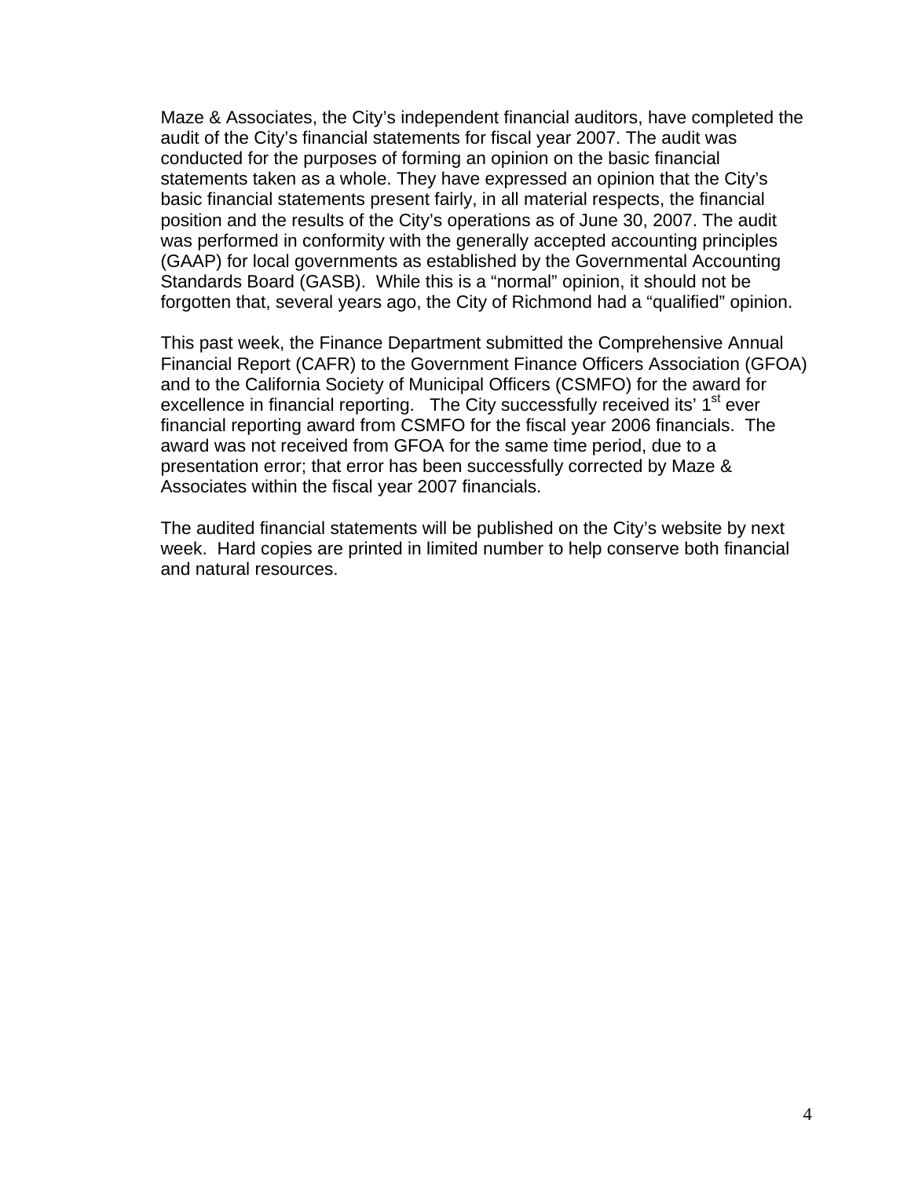Maze & Associates, the City's independent financial auditors, have completed the audit of the City's financial statements for fiscal year 2007. The audit was conducted for the purposes of forming an opinion on the basic financial statements taken as a whole. They have expressed an opinion that the City's basic financial statements present fairly, in all material respects, the financial position and the results of the City's operations as of June 30, 2007. The audit was performed in conformity with the generally accepted accounting principles (GAAP) for local governments as established by the Governmental Accounting Standards Board (GASB). While this is a "normal" opinion, it should not be forgotten that, several years ago, the City of Richmond had a "qualified" opinion.

This past week, the Finance Department submitted the Comprehensive Annual Financial Report (CAFR) to the Government Finance Officers Association (GFOA) and to the California Society of Municipal Officers (CSMFO) for the award for excellence in financial reporting. The City successfully received its' 1st ever financial reporting award from CSMFO for the fiscal year 2006 financials. The award was not received from GFOA for the same time period, due to a presentation error; that error has been successfully corrected by Maze & Associates within the fiscal year 2007 financials.

The audited financial statements will be published on the City's website by next week. Hard copies are printed in limited number to help conserve both financial and natural resources.